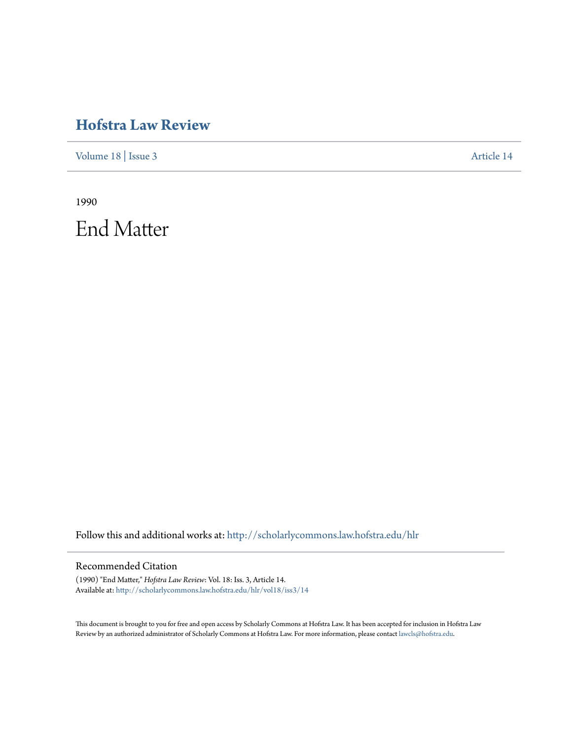# Hofstra Law Review

Volume 18 | Issue 3 Article 14

1990

# End Matter

Follow this and additional works at: http://scholarlycommons.law.hofstra.edu/hlr

## Recommended Citation

(1990) "End Matter," *Hofstra Law Review*: Vol. 18: Iss. 3, Article 14.
Available at: http://scholarlycommons.law.hofstra.edu/hlr/vol18/iss3/14

This document is brought to you for free and open access by Scholarly Commons at Hofstra Law. It has been accepted for inclusion in Hofstra Law Review by an authorized administrator of Scholarly Commons at Hofstra Law. For more information, please contact lawcls@hofstra.edu.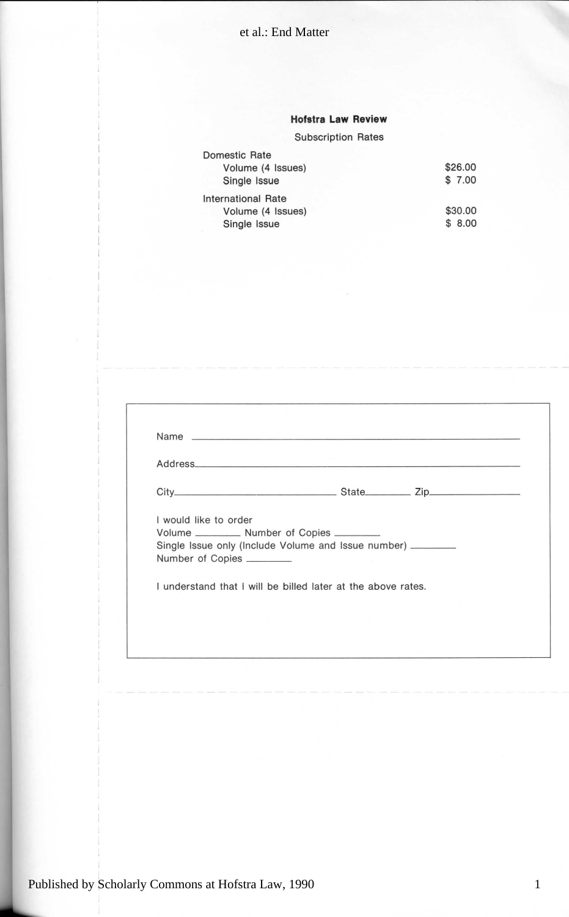## Hofstra Law Review

Subscription Rates

| | |
|---|---|
| **Domestic Rate** | |
| Volume (4 Issues) | $26.00 |
| Single Issue | $ 7.00 |
| **International Rate** | |
| Volume (4 Issues) | $30.00 |
| Single Issue | $ 8.00 |

Name ____________________________________________

Address__________________________________________

City____________________________ State________ Zip______________

I would like to order
Volume ________ Number of Copies ________
Single Issue only (Include Volume and Issue number) ________
Number of Copies ________

I understand that I will be billed later at the above rates.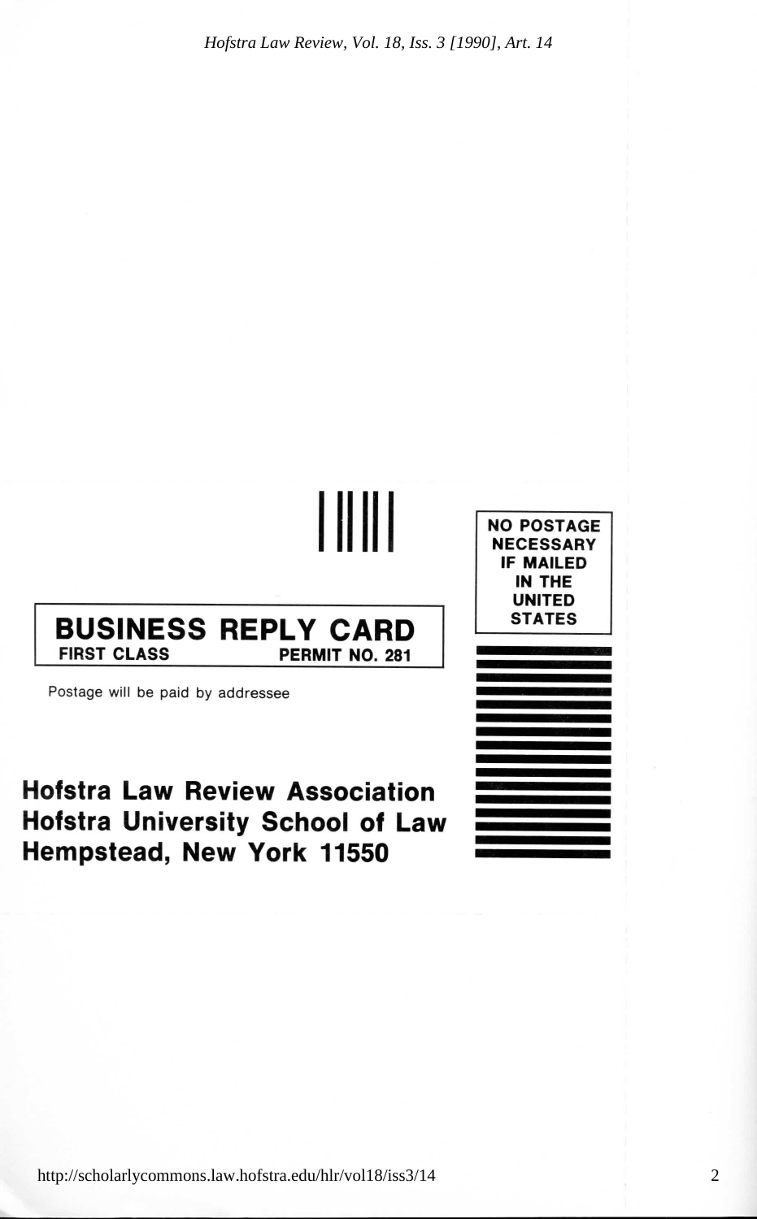**BUSINESS REPLY CARD**

**FIRST CLASS** **PERMIT NO. 281**

Postage will be paid by addressee

**Hofstra Law Review Association**
**Hofstra University School of Law**
**Hempstead, New York 11550**

**NO POSTAGE NECESSARY IF MAILED IN THE UNITED STATES**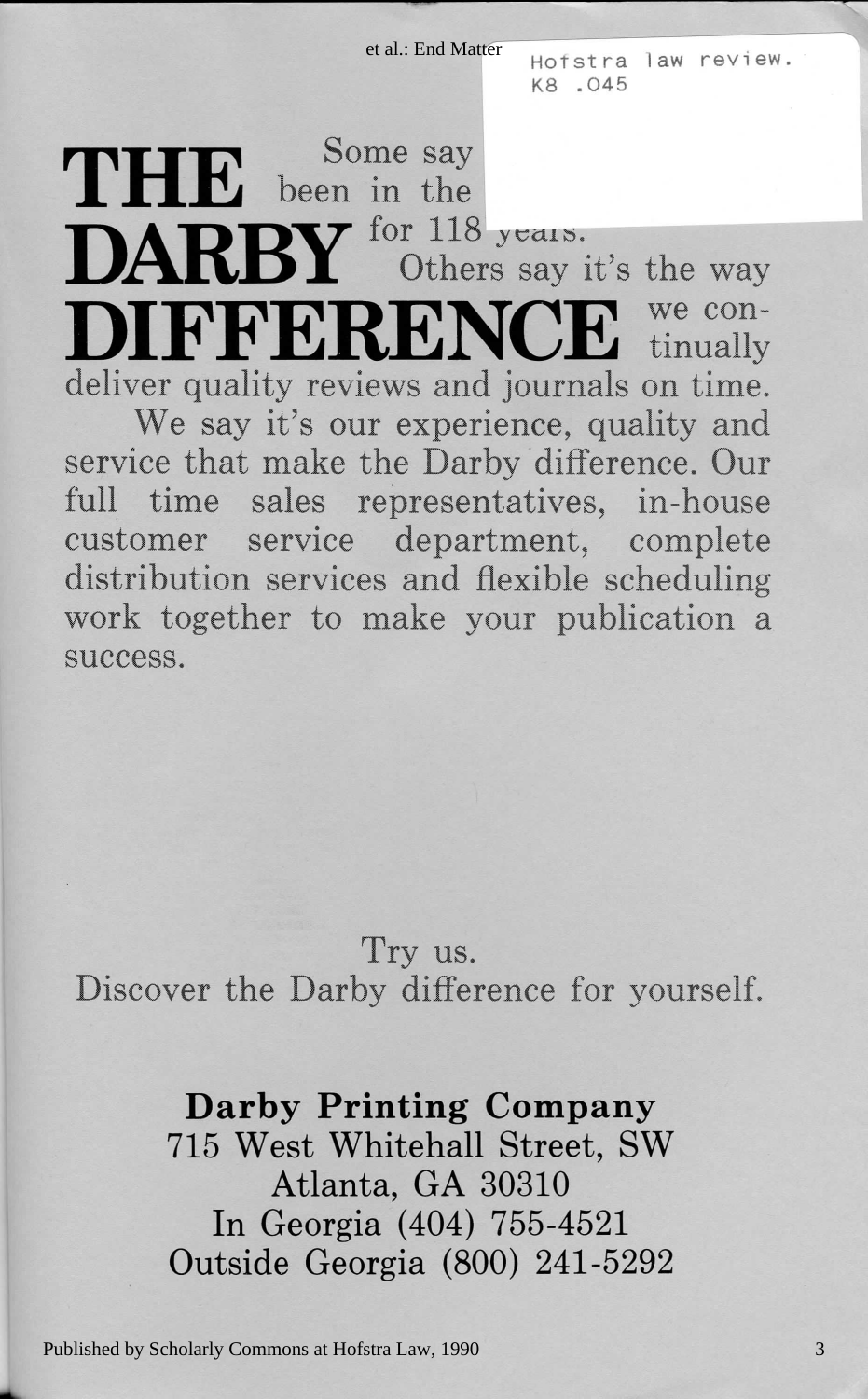Hofstra law review.
K8 .O45

# THE DARBY DIFFERENCE

Some say it's because we've been in the [obscured] for 118 years.

Others say it's the way we continually deliver quality reviews and journals on time.

We say it's our experience, quality and service that make the Darby difference. Our full time sales representatives, in-house customer service department, complete distribution services and flexible scheduling work together to make your publication a success.

Try us.
Discover the Darby difference for yourself.

**Darby Printing Company**
715 West Whitehall Street, SW
Atlanta, GA 30310
In Georgia (404) 755-4521
Outside Georgia (800) 241-5292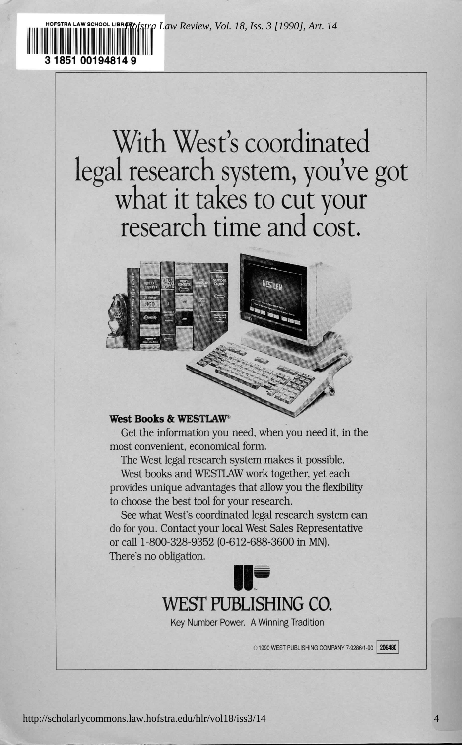# With West's coordinated legal research system, you've got what it takes to cut your research time and cost.

**West Books & WESTLAW®**

Get the information you need, when you need it, in the most convenient, economical form.

The West legal research system makes it possible.

West books and WESTLAW work together, yet each provides unique advantages that allow you the flexibility to choose the best tool for your research.

See what West's coordinated legal research system can do for you. Contact your local West Sales Representative or call 1-800-328-9352 (0-612-688-3600 in MN). There's no obligation.

**WEST PUBLISHING CO.**

Key Number Power. A Winning Tradition

© 1990 WEST PUBLISHING COMPANY 7-9286/1-90 206480